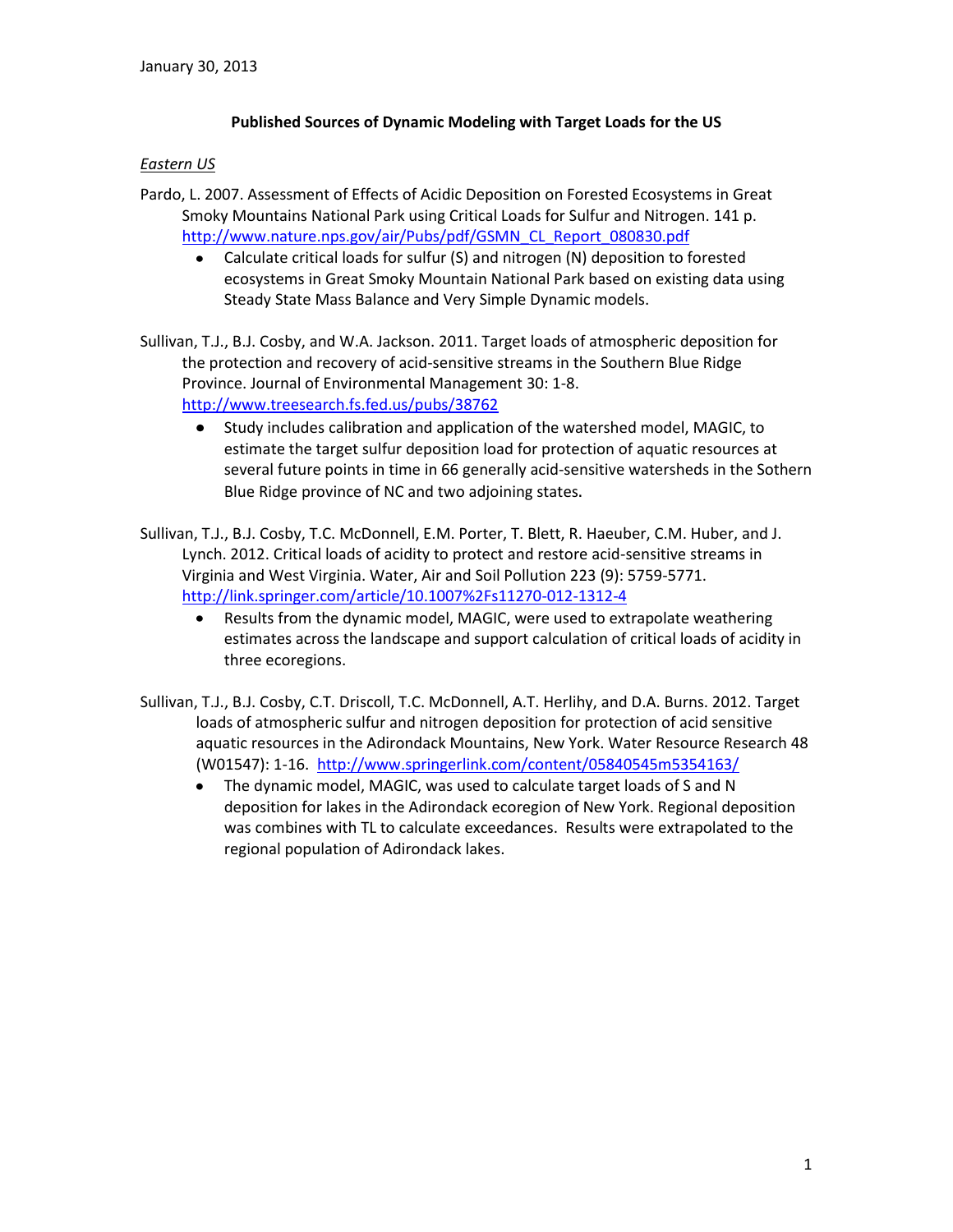January 30, 2013

**Published Sources of Dynamic Modeling with Target Loads for the US**

*Eastern US*

Pardo, L. 2007. Assessment of Effects of Acidic Deposition on Forested Ecosystems in Great Smoky Mountains National Park using Critical Loads for Sulfur and Nitrogen. 141 p. http://www.nature.nps.gov/air/Pubs/pdf/GSMN_CL_Report_080830.pdf

- Calculate critical loads for sulfur (S) and nitrogen (N) deposition to forested ecosystems in Great Smoky Mountain National Park based on existing data using Steady State Mass Balance and Very Simple Dynamic models.

Sullivan, T.J., B.J. Cosby, and W.A. Jackson. 2011. Target loads of atmospheric deposition for the protection and recovery of acid-sensitive streams in the Southern Blue Ridge Province. Journal of Environmental Management 30: 1-8. http://www.treesearch.fs.fed.us/pubs/38762

- Study includes calibration and application of the watershed model, MAGIC, to estimate the target sulfur deposition load for protection of aquatic resources at several future points in time in 66 generally acid-sensitive watersheds in the Sothern Blue Ridge province of NC and two adjoining states.

Sullivan, T.J., B.J. Cosby, T.C. McDonnell, E.M. Porter, T. Blett, R. Haeuber, C.M. Huber, and J. Lynch. 2012. Critical loads of acidity to protect and restore acid-sensitive streams in Virginia and West Virginia. Water, Air and Soil Pollution 223 (9): 5759-5771. http://link.springer.com/article/10.1007%2Fs11270-012-1312-4

- Results from the dynamic model, MAGIC, were used to extrapolate weathering estimates across the landscape and support calculation of critical loads of acidity in three ecoregions.

Sullivan, T.J., B.J. Cosby, C.T. Driscoll, T.C. McDonnell, A.T. Herlihy, and D.A. Burns. 2012. Target loads of atmospheric sulfur and nitrogen deposition for protection of acid sensitive aquatic resources in the Adirondack Mountains, New York. Water Resource Research 48 (W01547): 1-16. http://www.springerlink.com/content/05840545m5354163/

- The dynamic model, MAGIC, was used to calculate target loads of S and N deposition for lakes in the Adirondack ecoregion of New York. Regional deposition was combines with TL to calculate exceedances. Results were extrapolated to the regional population of Adirondack lakes.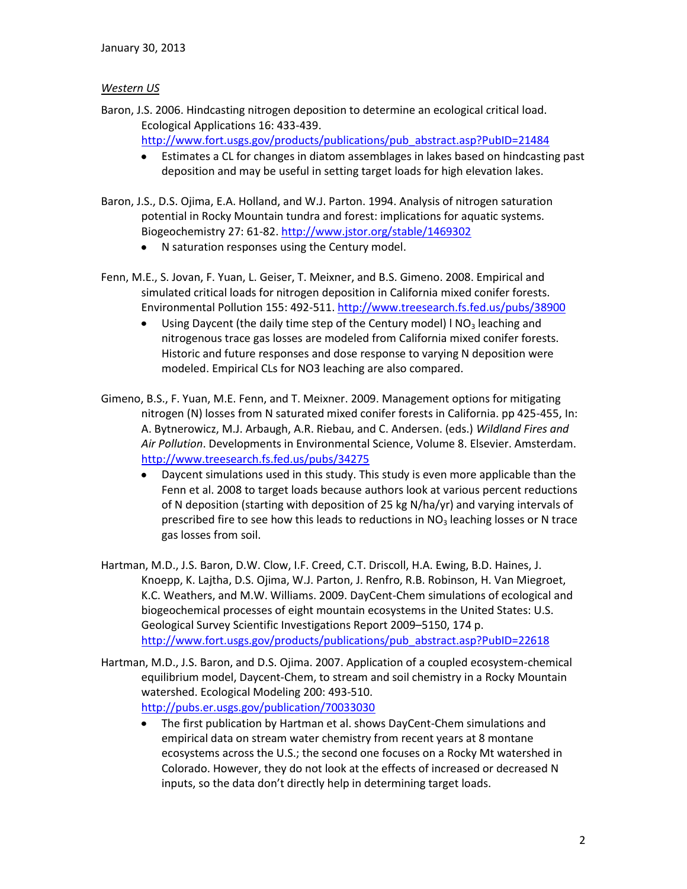January 30, 2013

*Western US*

Baron, J.S. 2006. Hindcasting nitrogen deposition to determine an ecological critical load. Ecological Applications 16: 433-439. http://www.fort.usgs.gov/products/publications/pub_abstract.asp?PubID=21484

- Estimates a CL for changes in diatom assemblages in lakes based on hindcasting past deposition and may be useful in setting target loads for high elevation lakes.

Baron, J.S., D.S. Ojima, E.A. Holland, and W.J. Parton. 1994. Analysis of nitrogen saturation potential in Rocky Mountain tundra and forest: implications for aquatic systems. Biogeochemistry 27: 61-82. http://www.jstor.org/stable/1469302

- N saturation responses using the Century model.

Fenn, M.E., S. Jovan, F. Yuan, L. Geiser, T. Meixner, and B.S. Gimeno. 2008. Empirical and simulated critical loads for nitrogen deposition in California mixed conifer forests. Environmental Pollution 155: 492-511. http://www.treesearch.fs.fed.us/pubs/38900

- Using Daycent (the daily time step of the Century model) l $NO_3$ leaching and nitrogenous trace gas losses are modeled from California mixed conifer forests. Historic and future responses and dose response to varying N deposition were modeled. Empirical CLs for NO3 leaching are also compared.

Gimeno, B.S., F. Yuan, M.E. Fenn, and T. Meixner. 2009. Management options for mitigating nitrogen (N) losses from N saturated mixed conifer forests in California. pp 425-455, In: A. Bytnerowicz, M.J. Arbaugh, A.R. Riebau, and C. Andersen. (eds.) *Wildland Fires and Air Pollution*. Developments in Environmental Science, Volume 8. Elsevier. Amsterdam. http://www.treesearch.fs.fed.us/pubs/34275

- Daycent simulations used in this study. This study is even more applicable than the Fenn et al. 2008 to target loads because authors look at various percent reductions of N deposition (starting with deposition of 25 kg N/ha/yr) and varying intervals of prescribed fire to see how this leads to reductions in $NO_3$ leaching losses or N trace gas losses from soil.

Hartman, M.D., J.S. Baron, D.W. Clow, I.F. Creed, C.T. Driscoll, H.A. Ewing, B.D. Haines, J. Knoepp, K. Lajtha, D.S. Ojima, W.J. Parton, J. Renfro, R.B. Robinson, H. Van Miegroet, K.C. Weathers, and M.W. Williams. 2009. DayCent-Chem simulations of ecological and biogeochemical processes of eight mountain ecosystems in the United States: U.S. Geological Survey Scientific Investigations Report 2009–5150, 174 p. http://www.fort.usgs.gov/products/publications/pub_abstract.asp?PubID=22618

Hartman, M.D., J.S. Baron, and D.S. Ojima. 2007. Application of a coupled ecosystem-chemical equilibrium model, Daycent-Chem, to stream and soil chemistry in a Rocky Mountain watershed. Ecological Modeling 200: 493-510. http://pubs.er.usgs.gov/publication/70033030

- The first publication by Hartman et al. shows DayCent-Chem simulations and empirical data on stream water chemistry from recent years at 8 montane ecosystems across the U.S.; the second one focuses on a Rocky Mt watershed in Colorado. However, they do not look at the effects of increased or decreased N inputs, so the data don't directly help in determining target loads.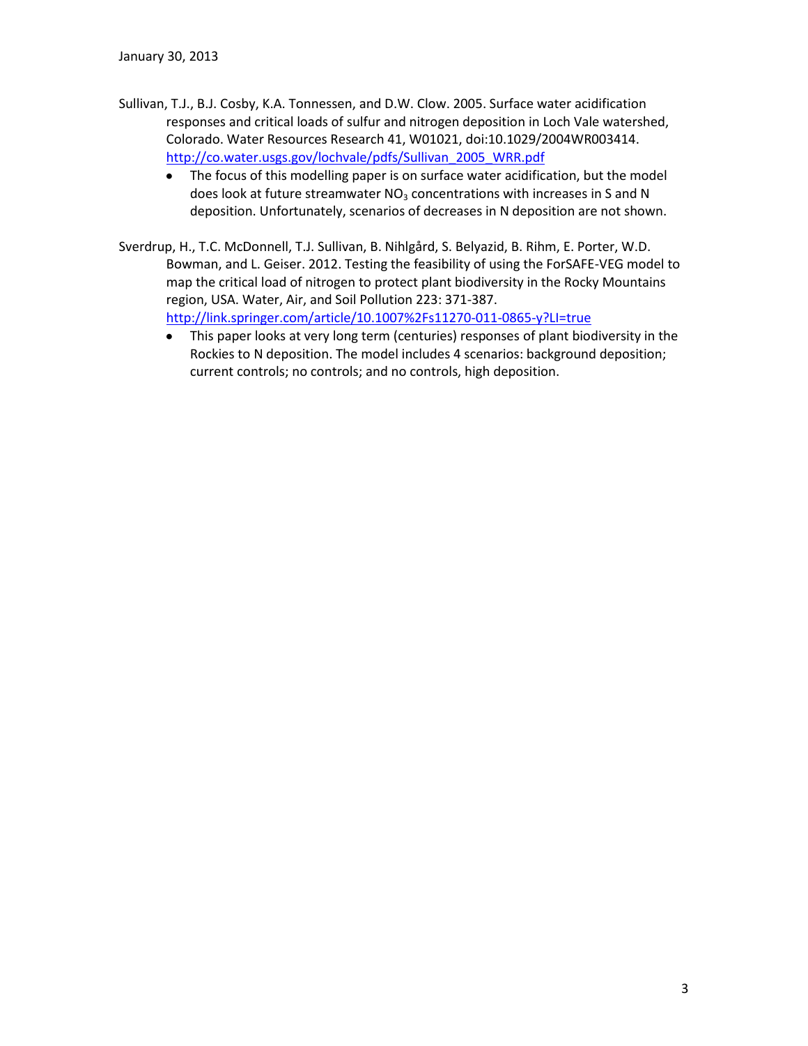January 30, 2013

Sullivan, T.J., B.J. Cosby, K.A. Tonnessen, and D.W. Clow. 2005. Surface water acidification responses and critical loads of sulfur and nitrogen deposition in Loch Vale watershed, Colorado. Water Resources Research 41, W01021, doi:10.1029/2004WR003414. http://co.water.usgs.gov/lochvale/pdfs/Sullivan_2005_WRR.pdf

- The focus of this modelling paper is on surface water acidification, but the model does look at future streamwater $NO_3$ concentrations with increases in S and N deposition. Unfortunately, scenarios of decreases in N deposition are not shown.

Sverdrup, H., T.C. McDonnell, T.J. Sullivan, B. Nihlgård, S. Belyazid, B. Rihm, E. Porter, W.D. Bowman, and L. Geiser. 2012. Testing the feasibility of using the ForSAFE-VEG model to map the critical load of nitrogen to protect plant biodiversity in the Rocky Mountains region, USA. Water, Air, and Soil Pollution 223: 371-387. http://link.springer.com/article/10.1007%2Fs11270-011-0865-y?LI=true

- This paper looks at very long term (centuries) responses of plant biodiversity in the Rockies to N deposition. The model includes 4 scenarios: background deposition; current controls; no controls; and no controls, high deposition.